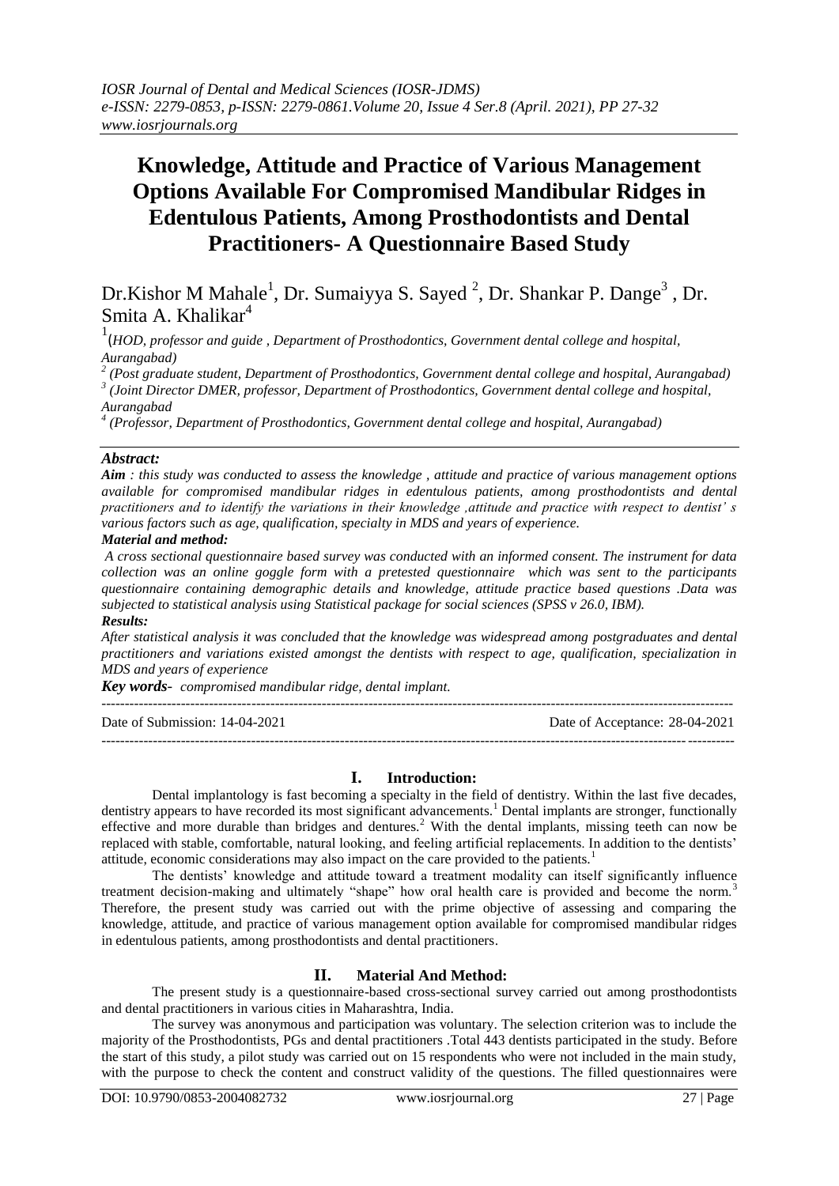# Knowledge, Attitude and Practice of Various Management Options Available For Compromised Mandibular Ridges in Edentulous Patients, Among Prosthodontists and Dental Practitioners- A Questionnaire Based Study

Dr.Kishor M Mahale[1], Dr. Sumaiyya S. Sayed [2], Dr. Shankar P. Dange[3] , Dr. Smita A. Khalikar[4]

[1](HOD, professor and guide , Department of Prosthodontics, Government dental college and hospital, Aurangabad)

[2] (Post graduate student, Department of Prosthodontics, Government dental college and hospital, Aurangabad)

[3] (Joint Director DMER, professor, Department of Prosthodontics, Government dental college and hospital, Aurangabad

[4] (Professor, Department of Prosthodontics, Government dental college and hospital, Aurangabad)

***Abstract:***

***Aim** : this study was conducted to assess the knowledge , attitude and practice of various management options available for compromised mandibular ridges in edentulous patients, among prosthodontists and dental practitioners and to identify the variations in their knowledge ,attitude and practice with respect to dentist' s various factors such as age, qualification, specialty in MDS and years of experience.*

***Material and method:***

*A cross sectional questionnaire based survey was conducted with an informed consent. The instrument for data collection was an online goggle form with a pretested questionnaire which was sent to the participants questionnaire containing demographic details and knowledge, attitude practice based questions .Data was subjected to statistical analysis using Statistical package for social sciences (SPSS v 26.0, IBM).*

***Results:***

*After statistical analysis it was concluded that the knowledge was widespread among postgraduates and dental practitioners and variations existed amongst the dentists with respect to age, qualification, specialization in MDS and years of experience*

***Key words**- compromised mandibular ridge, dental implant.*

Date of Submission: 14-04-2021 Date of Acceptance: 28-04-2021

## I. Introduction:

Dental implantology is fast becoming a specialty in the field of dentistry. Within the last five decades, dentistry appears to have recorded its most significant advancements.[1] Dental implants are stronger, functionally effective and more durable than bridges and dentures.[2] With the dental implants, missing teeth can now be replaced with stable, comfortable, natural looking, and feeling artificial replacements. In addition to the dentists' attitude, economic considerations may also impact on the care provided to the patients.[1]

The dentists' knowledge and attitude toward a treatment modality can itself significantly influence treatment decision-making and ultimately "shape" how oral health care is provided and become the norm.[3] Therefore, the present study was carried out with the prime objective of assessing and comparing the knowledge, attitude, and practice of various management option available for compromised mandibular ridges in edentulous patients, among prosthodontists and dental practitioners.

## II. Material And Method:

The present study is a questionnaire-based cross-sectional survey carried out among prosthodontists and dental practitioners in various cities in Maharashtra, India.

The survey was anonymous and participation was voluntary. The selection criterion was to include the majority of the Prosthodontists, PGs and dental practitioners .Total 443 dentists participated in the study. Before the start of this study, a pilot study was carried out on 15 respondents who were not included in the main study, with the purpose to check the content and construct validity of the questions. The filled questionnaires were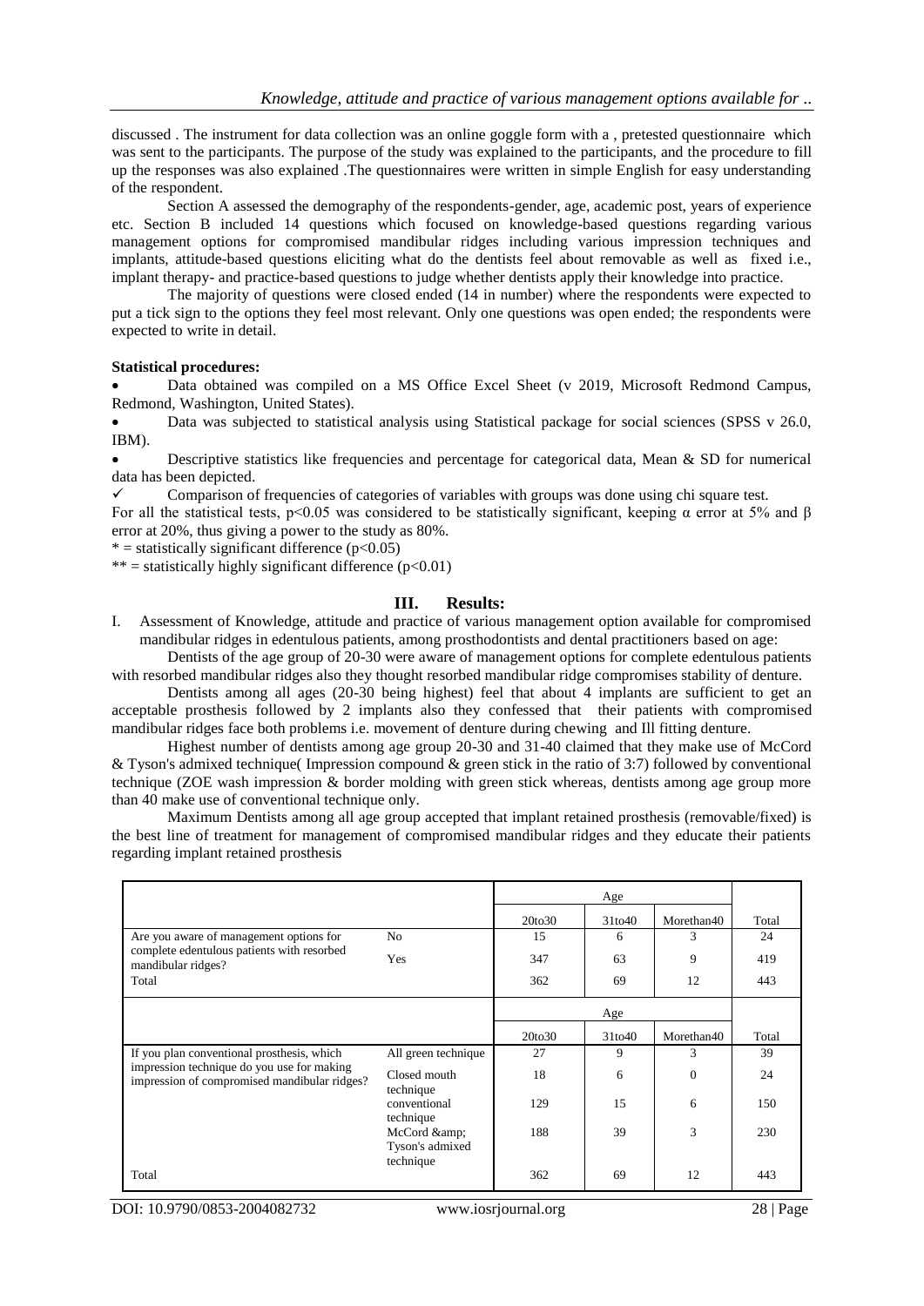discussed . The instrument for data collection was an online goggle form with a , pretested questionnaire which was sent to the participants. The purpose of the study was explained to the participants, and the procedure to fill up the responses was also explained .The questionnaires were written in simple English for easy understanding of the respondent.

Section A assessed the demography of the respondents-gender, age, academic post, years of experience etc. Section B included 14 questions which focused on knowledge-based questions regarding various management options for compromised mandibular ridges including various impression techniques and implants, attitude-based questions eliciting what do the dentists feel about removable as well as fixed i.e., implant therapy- and practice-based questions to judge whether dentists apply their knowledge into practice.

The majority of questions were closed ended (14 in number) where the respondents were expected to put a tick sign to the options they feel most relevant. Only one questions was open ended; the respondents were expected to write in detail.

**Statistical procedures:**

- Data obtained was compiled on a MS Office Excel Sheet (v 2019, Microsoft Redmond Campus, Redmond, Washington, United States).
- Data was subjected to statistical analysis using Statistical package for social sciences (SPSS v 26.0, IBM).
- Descriptive statistics like frequencies and percentage for categorical data, Mean & SD for numerical data has been depicted.
- ✓ Comparison of frequencies of categories of variables with groups was done using chi square test.

For all the statistical tests, $p<0.05$ was considered to be statistically significant, keeping α error at 5% and β error at 20%, thus giving a power to the study as 80%.

* = statistically significant difference ($p<0.05$)

** = statistically highly significant difference ($p<0.01$)

## III. Results:

I. Assessment of Knowledge, attitude and practice of various management option available for compromised mandibular ridges in edentulous patients, among prosthodontists and dental practitioners based on age:

Dentists of the age group of 20-30 were aware of management options for complete edentulous patients with resorbed mandibular ridges also they thought resorbed mandibular ridge compromises stability of denture.

Dentists among all ages (20-30 being highest) feel that about 4 implants are sufficient to get an acceptable prosthesis followed by 2 implants also they confessed that their patients with compromised mandibular ridges face both problems i.e. movement of denture during chewing and Ill fitting denture.

Highest number of dentists among age group 20-30 and 31-40 claimed that they make use of McCord & Tyson's admixed technique( Impression compound & green stick in the ratio of 3:7) followed by conventional technique (ZOE wash impression & border molding with green stick whereas, dentists among age group more than 40 make use of conventional technique only.

Maximum Dentists among all age group accepted that implant retained prosthesis (removable/fixed) is the best line of treatment for management of compromised mandibular ridges and they educate their patients regarding implant retained prosthesis

| | | Age | | | |
|---|---|---|---|---|---|
| | | 20to30 | 31to40 | Morethan40 | Total |
| Are you aware of management options for complete edentulous patients with resorbed mandibular ridges? | No | 15 | 6 | 3 | 24 |
| | Yes | 347 | 63 | 9 | 419 |
| Total | | 362 | 69 | 12 | 443 |

| | | Age | | | |
|---|---|---|---|---|---|
| | | 20to30 | 31to40 | Morethan40 | Total |
| If you plan conventional prosthesis, which impression technique do you use for making impression of compromised mandibular ridges? | All green technique | 27 | 9 | 3 | 39 |
| | Closed mouth technique | 18 | 6 | 0 | 24 |
| | conventional technique | 129 | 15 | 6 | 150 |
| | McCord &amp; Tyson's admixed technique | 188 | 39 | 3 | 230 |
| Total | | 362 | 69 | 12 | 443 |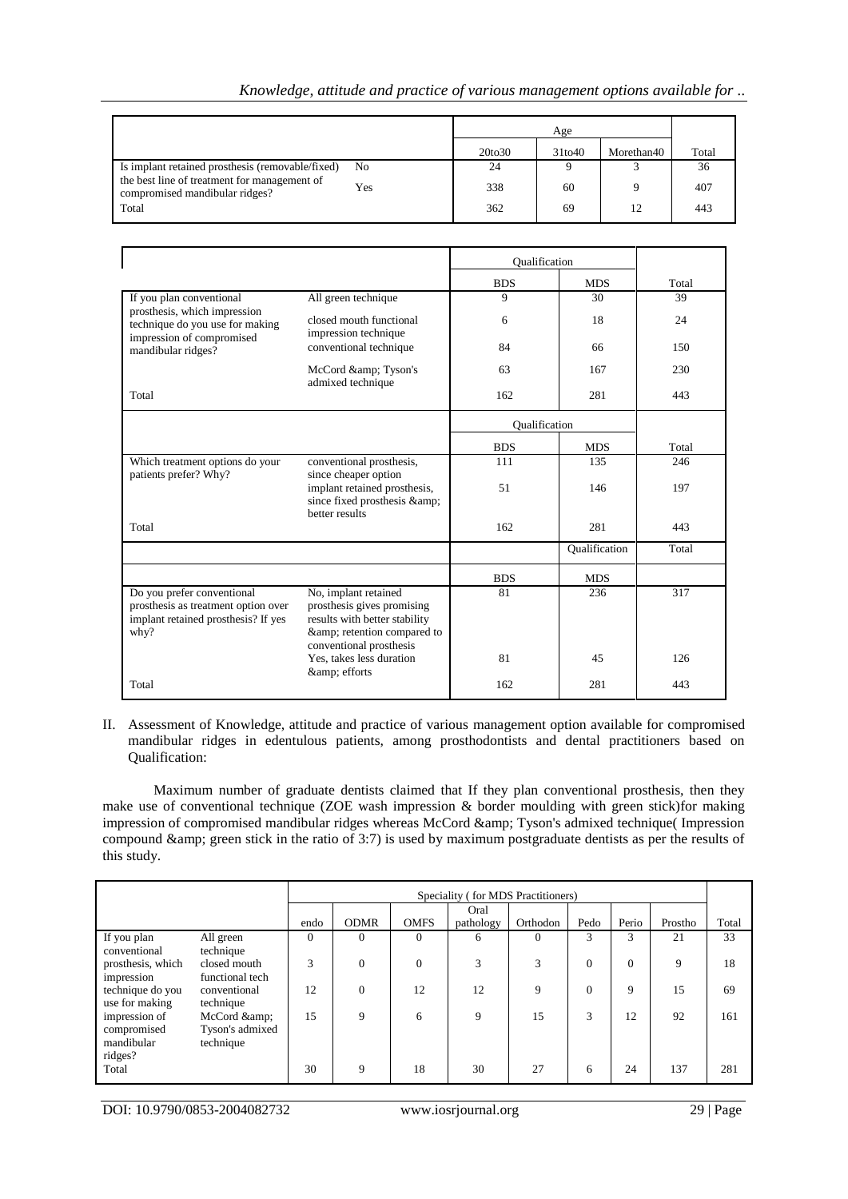| | | Age | | | |
|---|---|---|---|---|---|
| | | 20to30 | 31to40 | Morethan40 | Total |
| Is implant retained prosthesis (removable/fixed) the best line of treatment for management of compromised mandibular ridges? | No | 24 | 9 | 3 | 36 |
| | Yes | 338 | 60 | 9 | 407 |
| Total | | 362 | 69 | 12 | 443 |

| | | Qualification | | |
|---|---|---|---|---|
| | | BDS | MDS | Total |
| If you plan conventional prosthesis, which impression technique do you use for making impression of compromised mandibular ridges? | All green technique | 9 | 30 | 39 |
| | closed mouth functional impression technique | 6 | 18 | 24 |
| | conventional technique | 84 | 66 | 150 |
| | McCord &amp; Tyson's admixed technique | 63 | 167 | 230 |
| Total | | 162 | 281 | 443 |

| | | Qualification | | |
|---|---|---|---|---|
| | | BDS | MDS | Total |
| Which treatment options do your patients prefer? Why? | conventional prosthesis, since cheaper option | 111 | 135 | 246 |
| | implant retained prosthesis, since fixed prosthesis &amp; better results | 51 | 146 | 197 |
| Total | | 162 | 281 | 443 |

| | | Qualification | | Total |
|---|---|---|---|---|
| | | BDS | MDS | |
| Do you prefer conventional prosthesis as treatment option over implant retained prosthesis? If yes why? | No, implant retained prosthesis gives promising results with better stability &amp; retention compared to conventional prosthesis | 81 | 236 | 317 |
| | Yes, takes less duration &amp; efforts | 81 | 45 | 126 |
| Total | | 162 | 281 | 443 |

II. Assessment of Knowledge, attitude and practice of various management option available for compromised mandibular ridges in edentulous patients, among prosthodontists and dental practitioners based on Qualification:

Maximum number of graduate dentists claimed that If they plan conventional prosthesis, then they make use of conventional technique (ZOE wash impression & border moulding with green stick)for making impression of compromised mandibular ridges whereas McCord &amp; Tyson's admixed technique( Impression compound &amp; green stick in the ratio of 3:7) is used by maximum postgraduate dentists as per the results of this study.

| | | Speciality ( for MDS Practitioners) | | | | | | | | |
|---|---|---|---|---|---|---|---|---|---|---|
| | | endo | ODMR | OMFS | Oral pathology | Orthodon | Pedo | Perio | Prostho | Total |
| If you plan conventional prosthesis, which impression technique do you use for making impression of compromised mandibular ridges? | All green technique | 0 | 0 | 0 | 6 | 0 | 3 | 3 | 21 | 33 |
| | closed mouth functional tech | 3 | 0 | 0 | 3 | 3 | 0 | 0 | 9 | 18 |
| | conventional technique | 12 | 0 | 12 | 12 | 9 | 0 | 9 | 15 | 69 |
| | McCord &amp; Tyson's admixed technique | 15 | 9 | 6 | 9 | 15 | 3 | 12 | 92 | 161 |
| Total | | 30 | 9 | 18 | 30 | 27 | 6 | 24 | 137 | 281 |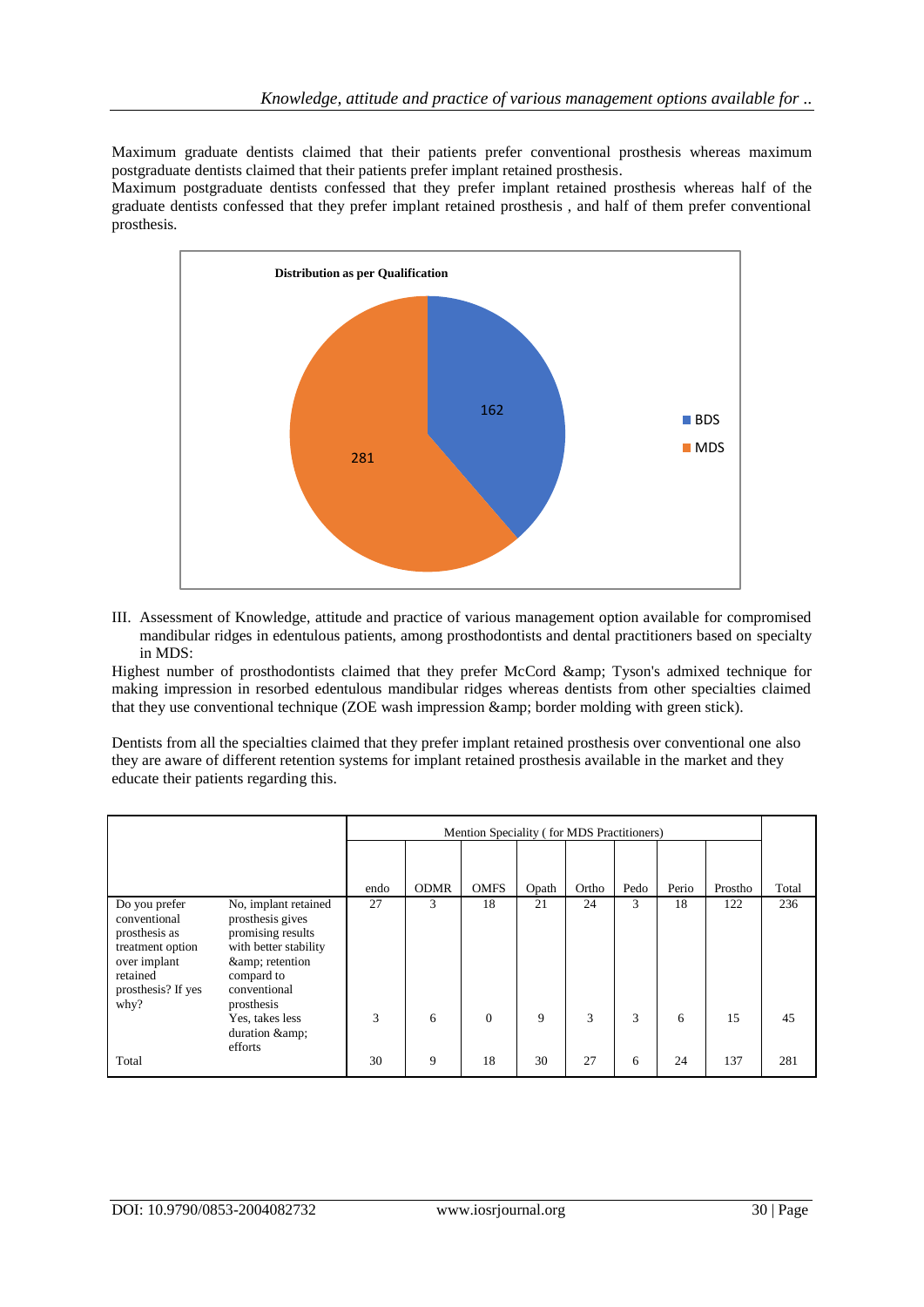Maximum graduate dentists claimed that their patients prefer conventional prosthesis whereas maximum postgraduate dentists claimed that their patients prefer implant retained prosthesis.

Maximum postgraduate dentists confessed that they prefer implant retained prosthesis whereas half of the graduate dentists confessed that they prefer implant retained prosthesis , and half of them prefer conventional prosthesis.

**Distribution as per Qualification**

| | |
|---|---|
| BDS | 162 |
| MDS | 281 |

III. Assessment of Knowledge, attitude and practice of various management option available for compromised mandibular ridges in edentulous patients, among prosthodontists and dental practitioners based on specialty in MDS:

Highest number of prosthodontists claimed that they prefer McCord &amp; Tyson's admixed technique for making impression in resorbed edentulous mandibular ridges whereas dentists from other specialties claimed that they use conventional technique (ZOE wash impression &amp; border molding with green stick).

Dentists from all the specialties claimed that they prefer implant retained prosthesis over conventional one also they are aware of different retention systems for implant retained prosthesis available in the market and they educate their patients regarding this.

| | | Mention Speciality ( for MDS Practitioners) | | | | | | | | |
|---|---|---|---|---|---|---|---|---|---|---|
| | | endo | ODMR | OMFS | Opath | Ortho | Pedo | Perio | Prostho | Total |
| Do you prefer conventional prosthesis as treatment option over implant retained prosthesis? If yes why? | No, implant retained prosthesis gives promising results with better stability &amp; retention compard to conventional prosthesis | 27 | 3 | 18 | 21 | 24 | 3 | 18 | 122 | 236 |
| | Yes, takes less duration &amp; efforts | 3 | 6 | 0 | 9 | 3 | 3 | 6 | 15 | 45 |
| Total | | 30 | 9 | 18 | 30 | 27 | 6 | 24 | 137 | 281 |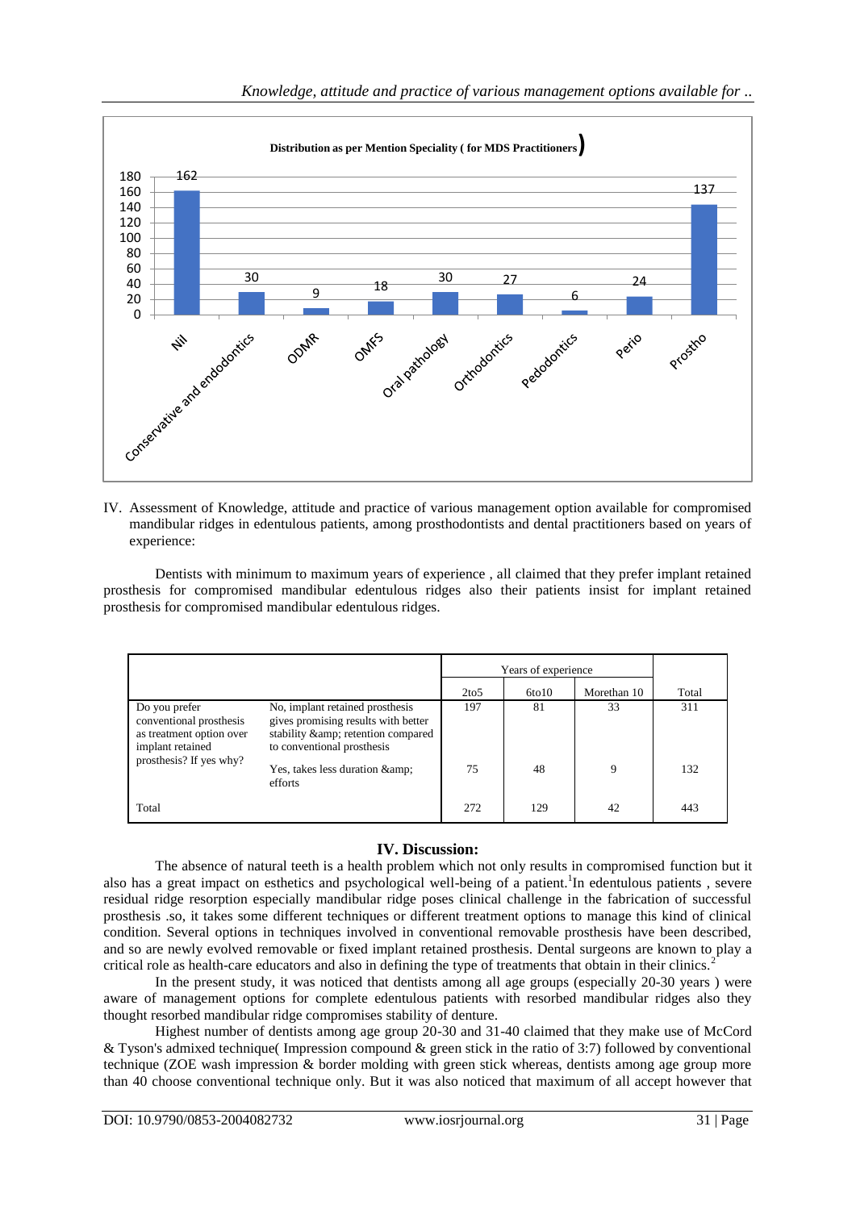**Distribution as per Mention Speciality ( for MDS Practitioners)**

| Speciality | Count |
|---|---|
| Nil | 162 |
| Conservative and endodontics | 30 |
| ODMR | 9 |
| OMFS | 18 |
| Oral pathology | 30 |
| Orthodontics | 27 |
| Pedodontics | 6 |
| Perio | 24 |
| Prostho | 137 |

IV. Assessment of Knowledge, attitude and practice of various management option available for compromised mandibular ridges in edentulous patients, among prosthodontists and dental practitioners based on years of experience:

Dentists with minimum to maximum years of experience , all claimed that they prefer implant retained prosthesis for compromised mandibular edentulous ridges also their patients insist for implant retained prosthesis for compromised mandibular edentulous ridges.

| | | Years of experience | | | |
|---|---|---|---|---|---|
| | | 2to5 | 6to10 | Morethan 10 | Total |
| Do you prefer conventional prosthesis as treatment option over implant retained prosthesis? If yes why? | No, implant retained prosthesis gives promising results with better stability &amp; retention compared to conventional prosthesis | 197 | 81 | 33 | 311 |
| | Yes, takes less duration &amp; efforts | 75 | 48 | 9 | 132 |
| Total | | 272 | 129 | 42 | 443 |

## IV. Discussion:

The absence of natural teeth is a health problem which not only results in compromised function but it also has a great impact on esthetics and psychological well-being of a patient.[1]In edentulous patients , severe residual ridge resorption especially mandibular ridge poses clinical challenge in the fabrication of successful prosthesis .so, it takes some different techniques or different treatment options to manage this kind of clinical condition. Several options in techniques involved in conventional removable prosthesis have been described, and so are newly evolved removable or fixed implant retained prosthesis. Dental surgeons are known to play a critical role as health-care educators and also in defining the type of treatments that obtain in their clinics.[2]

In the present study, it was noticed that dentists among all age groups (especially 20-30 years ) were aware of management options for complete edentulous patients with resorbed mandibular ridges also they thought resorbed mandibular ridge compromises stability of denture.

Highest number of dentists among age group 20-30 and 31-40 claimed that they make use of McCord & Tyson's admixed technique( Impression compound & green stick in the ratio of 3:7) followed by conventional technique (ZOE wash impression & border molding with green stick whereas, dentists among age group more than 40 choose conventional technique only. But it was also noticed that maximum of all accept however that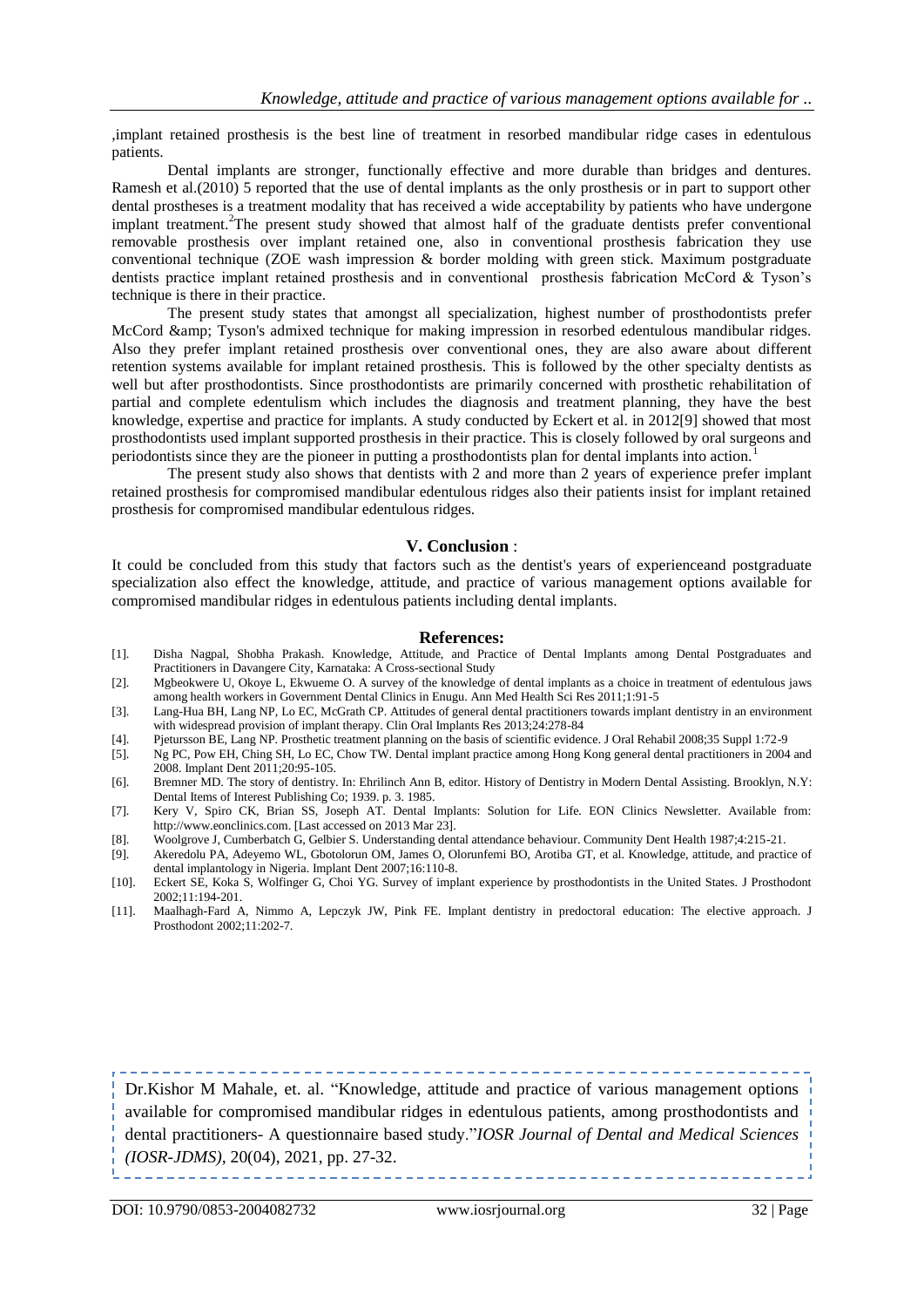,implant retained prosthesis is the best line of treatment in resorbed mandibular ridge cases in edentulous patients.

Dental implants are stronger, functionally effective and more durable than bridges and dentures. Ramesh et al.(2010) 5 reported that the use of dental implants as the only prosthesis or in part to support other dental prostheses is a treatment modality that has received a wide acceptability by patients who have undergone implant treatment.[2]The present study showed that almost half of the graduate dentists prefer conventional removable prosthesis over implant retained one, also in conventional prosthesis fabrication they use conventional technique (ZOE wash impression & border molding with green stick. Maximum postgraduate dentists practice implant retained prosthesis and in conventional prosthesis fabrication McCord & Tyson's technique is there in their practice.

The present study states that amongst all specialization, highest number of prosthodontists prefer McCord &amp; Tyson's admixed technique for making impression in resorbed edentulous mandibular ridges. Also they prefer implant retained prosthesis over conventional ones, they are also aware about different retention systems available for implant retained prosthesis. This is followed by the other specialty dentists as well but after prosthodontists. Since prosthodontists are primarily concerned with prosthetic rehabilitation of partial and complete edentulism which includes the diagnosis and treatment planning, they have the best knowledge, expertise and practice for implants. A study conducted by Eckert et al. in 2012[9] showed that most prosthodontists used implant supported prosthesis in their practice. This is closely followed by oral surgeons and periodontists since they are the pioneer in putting a prosthodontists plan for dental implants into action.[1]

The present study also shows that dentists with 2 and more than 2 years of experience prefer implant retained prosthesis for compromised mandibular edentulous ridges also their patients insist for implant retained prosthesis for compromised mandibular edentulous ridges.

## V. Conclusion :

It could be concluded from this study that factors such as the dentist's years of experienceand postgraduate specialization also effect the knowledge, attitude, and practice of various management options available for compromised mandibular ridges in edentulous patients including dental implants.

## References:

[1]. Disha Nagpal, Shobha Prakash. Knowledge, Attitude, and Practice of Dental Implants among Dental Postgraduates and Practitioners in Davangere City, Karnataka: A Cross-sectional Study

[2]. Mgbeokwere U, Okoye L, Ekwueme O. A survey of the knowledge of dental implants as a choice in treatment of edentulous jaws among health workers in Government Dental Clinics in Enugu. Ann Med Health Sci Res 2011;1:91-5

[3]. Lang-Hua BH, Lang NP, Lo EC, McGrath CP. Attitudes of general dental practitioners towards implant dentistry in an environment with widespread provision of implant therapy. Clin Oral Implants Res 2013;24:278-84

[4]. Pjetursson BE, Lang NP. Prosthetic treatment planning on the basis of scientific evidence. J Oral Rehabil 2008;35 Suppl 1:72-9

[5]. Ng PC, Pow EH, Ching SH, Lo EC, Chow TW. Dental implant practice among Hong Kong general dental practitioners in 2004 and 2008. Implant Dent 2011;20:95-105.

[6]. Bremner MD. The story of dentistry. In: Ehrilinch Ann B, editor. History of Dentistry in Modern Dental Assisting. Brooklyn, N.Y: Dental Items of Interest Publishing Co; 1939. p. 3. 1985.

[7]. Kery V, Spiro CK, Brian SS, Joseph AT. Dental Implants: Solution for Life. EON Clinics Newsletter. Available from: http://www.eonclinics.com. [Last accessed on 2013 Mar 23].

[8]. Woolgrove J, Cumberbatch G, Gelbier S. Understanding dental attendance behaviour. Community Dent Health 1987;4:215-21.

[9]. Akeredolu PA, Adeyemo WL, Gbotolorun OM, James O, Olorunfemi BO, Arotiba GT, et al. Knowledge, attitude, and practice of dental implantology in Nigeria. Implant Dent 2007;16:110-8.

[10]. Eckert SE, Koka S, Wolfinger G, Choi YG. Survey of implant experience by prosthodontists in the United States. J Prosthodont 2002;11:194-201.

[11]. Maalhagh-Fard A, Nimmo A, Lepczyk JW, Pink FE. Implant dentistry in predoctoral education: The elective approach. J Prosthodont 2002;11:202-7.

Dr.Kishor M Mahale, et. al. "Knowledge, attitude and practice of various management options available for compromised mandibular ridges in edentulous patients, among prosthodontists and dental practitioners- A questionnaire based study."*IOSR Journal of Dental and Medical Sciences (IOSR-JDMS)*, 20(04), 2021, pp. 27-32.